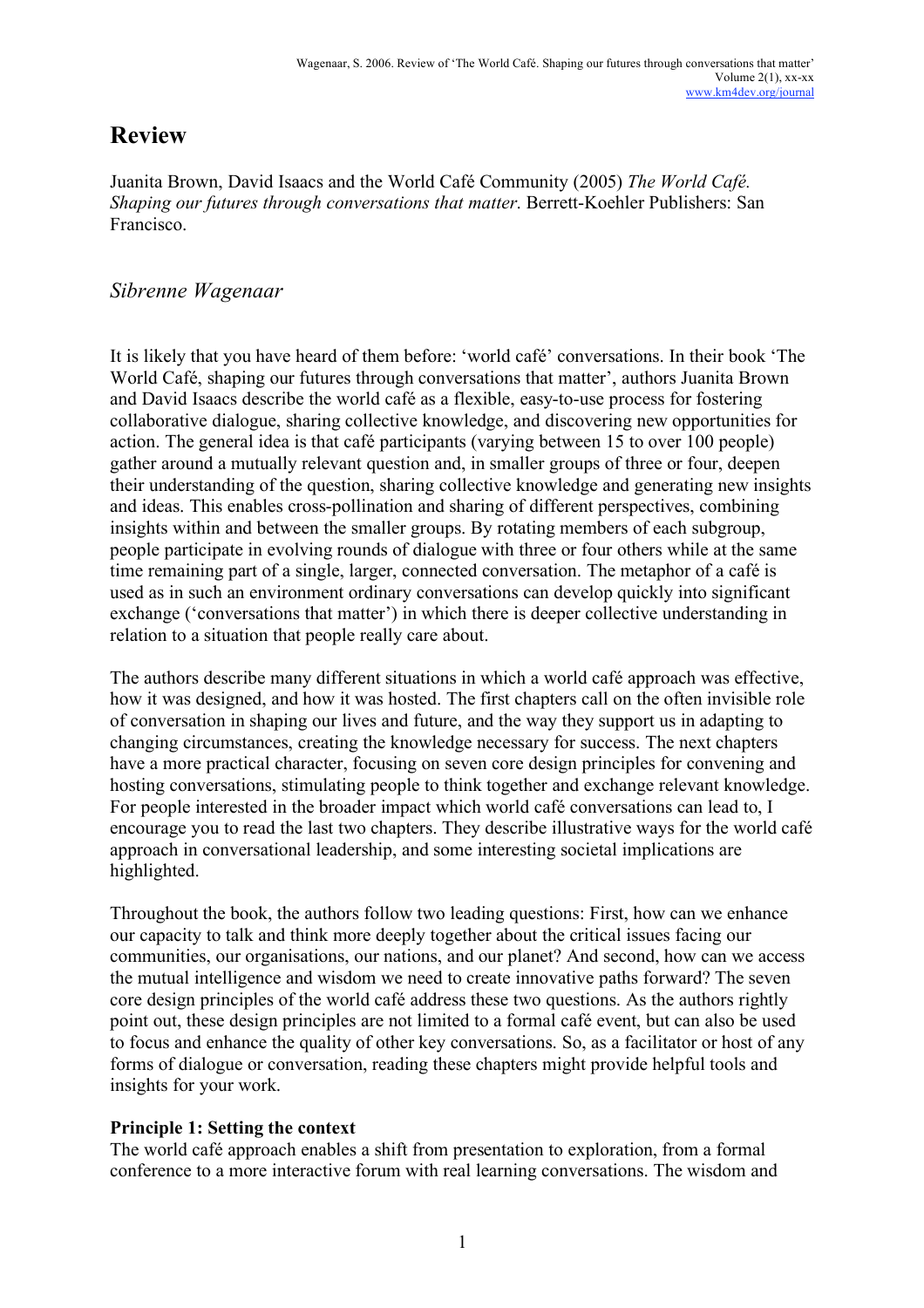# Review

Juanita Brown, David Isaacs and the World Café Community (2005) *The World Café. Shaping our futures through conversations that matter*. Berrett-Koehler Publishers: San Francisco.

## *Sibrenne Wagenaar*

It is likely that you have heard of them before: 'world café' conversations. In their book 'The World Café, shaping our futures through conversations that matter', authors Juanita Brown and David Isaacs describe the world café as a flexible, easy-to-use process for fostering collaborative dialogue, sharing collective knowledge, and discovering new opportunities for action. The general idea is that café participants (varying between 15 to over 100 people) gather around a mutually relevant question and, in smaller groups of three or four, deepen their understanding of the question, sharing collective knowledge and generating new insights and ideas. This enables cross-pollination and sharing of different perspectives, combining insights within and between the smaller groups. By rotating members of each subgroup, people participate in evolving rounds of dialogue with three or four others while at the same time remaining part of a single, larger, connected conversation. The metaphor of a café is used as in such an environment ordinary conversations can develop quickly into significant exchange ('conversations that matter') in which there is deeper collective understanding in relation to a situation that people really care about.

The authors describe many different situations in which a world café approach was effective, how it was designed, and how it was hosted. The first chapters call on the often invisible role of conversation in shaping our lives and future, and the way they support us in adapting to changing circumstances, creating the knowledge necessary for success. The next chapters have a more practical character, focusing on seven core design principles for convening and hosting conversations, stimulating people to think together and exchange relevant knowledge. For people interested in the broader impact which world café conversations can lead to, I encourage you to read the last two chapters. They describe illustrative ways for the world café approach in conversational leadership, and some interesting societal implications are highlighted.

Throughout the book, the authors follow two leading questions: First, how can we enhance our capacity to talk and think more deeply together about the critical issues facing our communities, our organisations, our nations, and our planet? And second, how can we access the mutual intelligence and wisdom we need to create innovative paths forward? The seven core design principles of the world café address these two questions. As the authors rightly point out, these design principles are not limited to a formal café event, but can also be used to focus and enhance the quality of other key conversations. So, as a facilitator or host of any forms of dialogue or conversation, reading these chapters might provide helpful tools and insights for your work.

**Principle 1: Setting the context**

The world café approach enables a shift from presentation to exploration, from a formal conference to a more interactive forum with real learning conversations. The wisdom and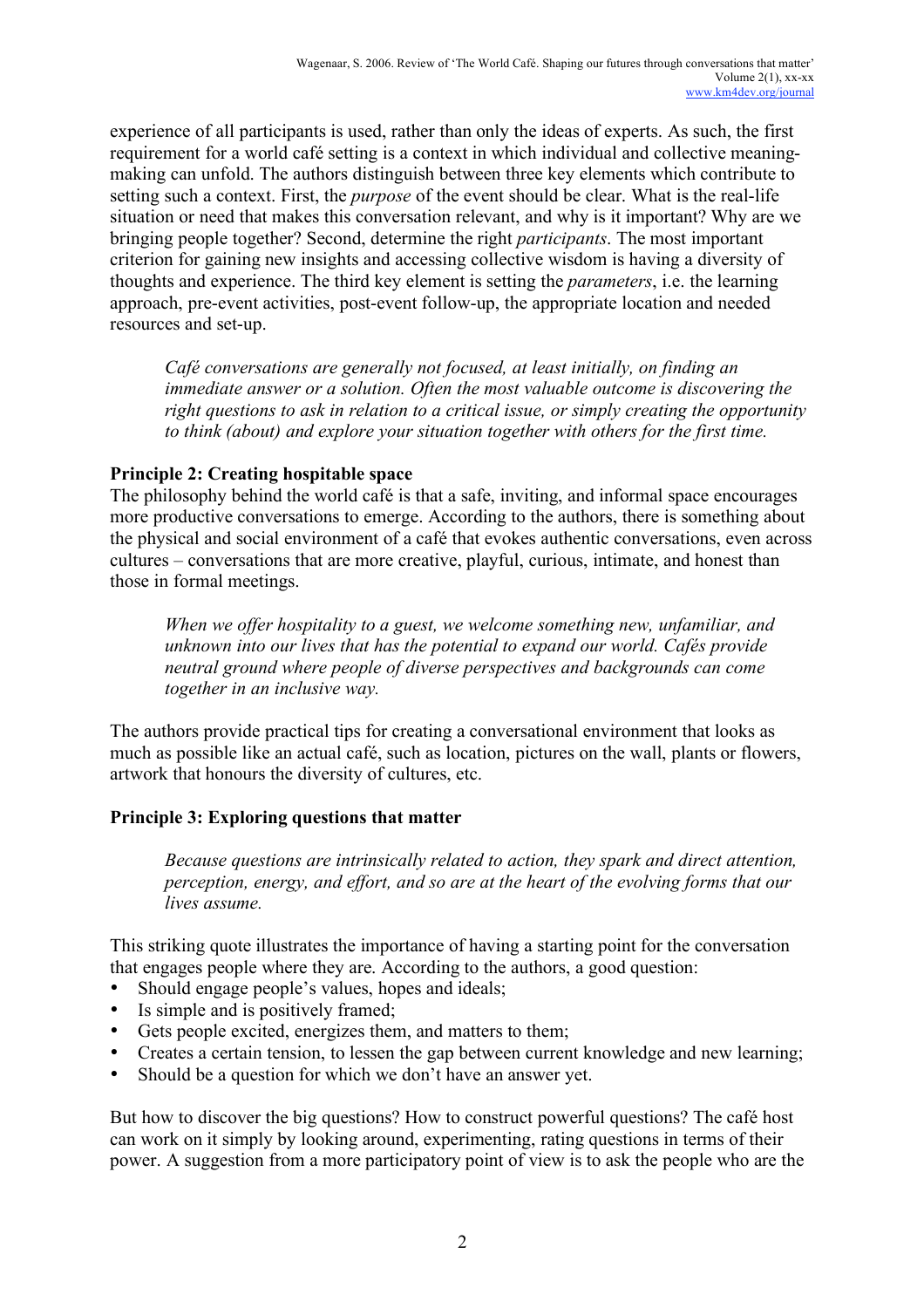experience of all participants is used, rather than only the ideas of experts. As such, the first requirement for a world café setting is a context in which individual and collective meaning-making can unfold. The authors distinguish between three key elements which contribute to setting such a context. First, the *purpose* of the event should be clear. What is the real-life situation or need that makes this conversation relevant, and why is it important? Why are we bringing people together? Second, determine the right *participants*. The most important criterion for gaining new insights and accessing collective wisdom is having a diversity of thoughts and experience. The third key element is setting the *parameters*, i.e. the learning approach, pre-event activities, post-event follow-up, the appropriate location and needed resources and set-up.

> *Café conversations are generally not focused, at least initially, on finding an immediate answer or a solution. Often the most valuable outcome is discovering the right questions to ask in relation to a critical issue, or simply creating the opportunity to think (about) and explore your situation together with others for the first time.*

**Principle 2: Creating hospitable space**

The philosophy behind the world café is that a safe, inviting, and informal space encourages more productive conversations to emerge. According to the authors, there is something about the physical and social environment of a café that evokes authentic conversations, even across cultures – conversations that are more creative, playful, curious, intimate, and honest than those in formal meetings.

> *When we offer hospitality to a guest, we welcome something new, unfamiliar, and unknown into our lives that has the potential to expand our world. Cafés provide neutral ground where people of diverse perspectives and backgrounds can come together in an inclusive way.*

The authors provide practical tips for creating a conversational environment that looks as much as possible like an actual café, such as location, pictures on the wall, plants or flowers, artwork that honours the diversity of cultures, etc.

**Principle 3: Exploring questions that matter**

> *Because questions are intrinsically related to action, they spark and direct attention, perception, energy, and effort, and so are at the heart of the evolving forms that our lives assume.*

This striking quote illustrates the importance of having a starting point for the conversation that engages people where they are. According to the authors, a good question:

- Should engage people's values, hopes and ideals;
- Is simple and is positively framed;
- Gets people excited, energizes them, and matters to them;
- Creates a certain tension, to lessen the gap between current knowledge and new learning;
- Should be a question for which we don't have an answer yet.

But how to discover the big questions? How to construct powerful questions? The café host can work on it simply by looking around, experimenting, rating questions in terms of their power. A suggestion from a more participatory point of view is to ask the people who are the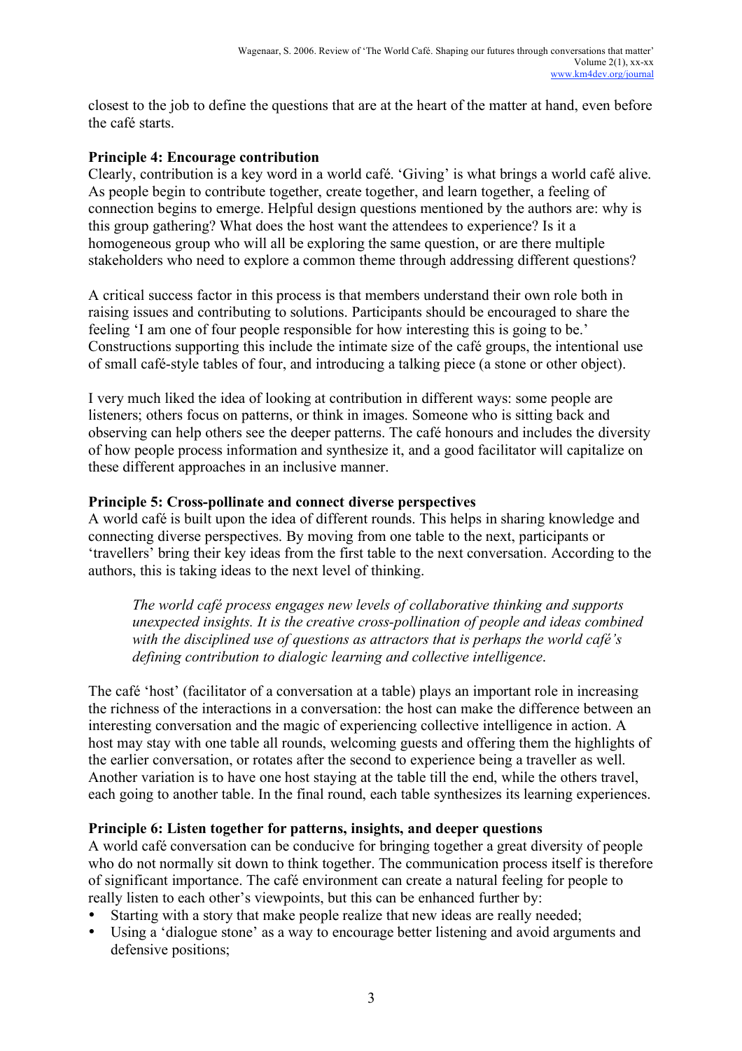closest to the job to define the questions that are at the heart of the matter at hand, even before the café starts.

**Principle 4: Encourage contribution**

Clearly, contribution is a key word in a world café. 'Giving' is what brings a world café alive. As people begin to contribute together, create together, and learn together, a feeling of connection begins to emerge. Helpful design questions mentioned by the authors are: why is this group gathering? What does the host want the attendees to experience? Is it a homogeneous group who will all be exploring the same question, or are there multiple stakeholders who need to explore a common theme through addressing different questions?

A critical success factor in this process is that members understand their own role both in raising issues and contributing to solutions. Participants should be encouraged to share the feeling 'I am one of four people responsible for how interesting this is going to be.' Constructions supporting this include the intimate size of the café groups, the intentional use of small café-style tables of four, and introducing a talking piece (a stone or other object).

I very much liked the idea of looking at contribution in different ways: some people are listeners; others focus on patterns, or think in images. Someone who is sitting back and observing can help others see the deeper patterns. The café honours and includes the diversity of how people process information and synthesize it, and a good facilitator will capitalize on these different approaches in an inclusive manner.

**Principle 5: Cross-pollinate and connect diverse perspectives**

A world café is built upon the idea of different rounds. This helps in sharing knowledge and connecting diverse perspectives. By moving from one table to the next, participants or 'travellers' bring their key ideas from the first table to the next conversation. According to the authors, this is taking ideas to the next level of thinking.

> *The world café process engages new levels of collaborative thinking and supports unexpected insights. It is the creative cross-pollination of people and ideas combined with the disciplined use of questions as attractors that is perhaps the world café's defining contribution to dialogic learning and collective intelligence.*

The café 'host' (facilitator of a conversation at a table) plays an important role in increasing the richness of the interactions in a conversation: the host can make the difference between an interesting conversation and the magic of experiencing collective intelligence in action. A host may stay with one table all rounds, welcoming guests and offering them the highlights of the earlier conversation, or rotates after the second to experience being a traveller as well. Another variation is to have one host staying at the table till the end, while the others travel, each going to another table. In the final round, each table synthesizes its learning experiences.

**Principle 6: Listen together for patterns, insights, and deeper questions**

A world café conversation can be conducive for bringing together a great diversity of people who do not normally sit down to think together. The communication process itself is therefore of significant importance. The café environment can create a natural feeling for people to really listen to each other's viewpoints, but this can be enhanced further by:

- Starting with a story that make people realize that new ideas are really needed;
- Using a 'dialogue stone' as a way to encourage better listening and avoid arguments and defensive positions;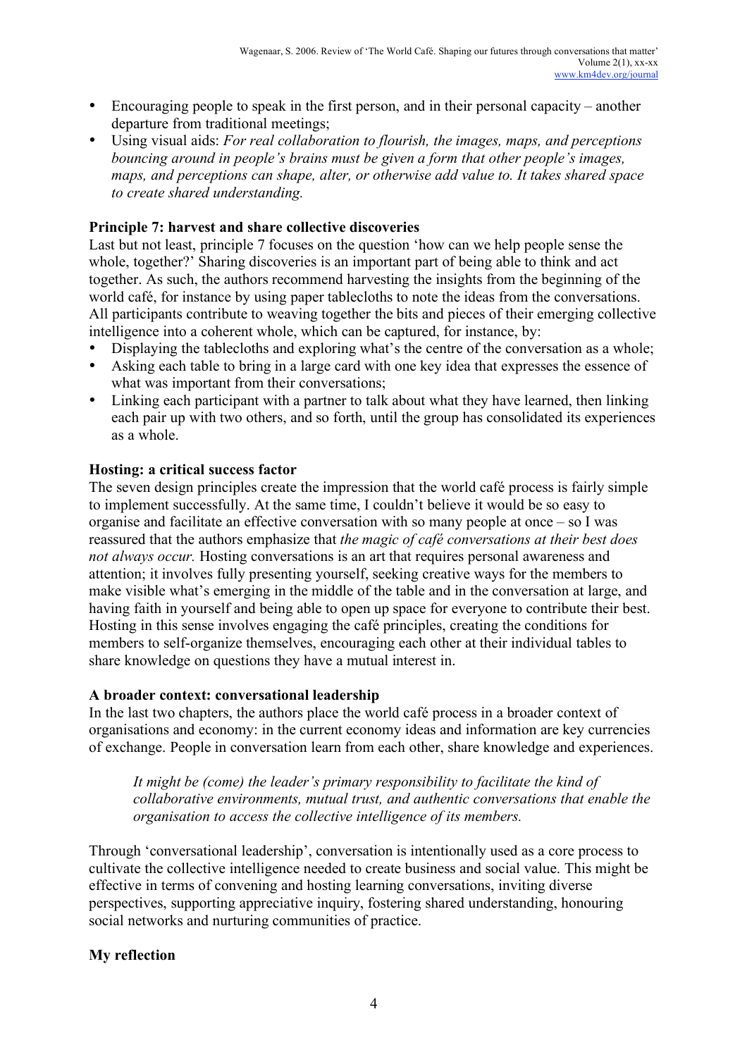- Encouraging people to speak in the first person, and in their personal capacity – another departure from traditional meetings;
- Using visual aids: *For real collaboration to flourish, the images, maps, and perceptions bouncing around in people's brains must be given a form that other people's images, maps, and perceptions can shape, alter, or otherwise add value to. It takes shared space to create shared understanding.*

**Principle 7: harvest and share collective discoveries**

Last but not least, principle 7 focuses on the question 'how can we help people sense the whole, together?' Sharing discoveries is an important part of being able to think and act together. As such, the authors recommend harvesting the insights from the beginning of the world café, for instance by using paper tablecloths to note the ideas from the conversations. All participants contribute to weaving together the bits and pieces of their emerging collective intelligence into a coherent whole, which can be captured, for instance, by:

- Displaying the tablecloths and exploring what's the centre of the conversation as a whole;
- Asking each table to bring in a large card with one key idea that expresses the essence of what was important from their conversations;
- Linking each participant with a partner to talk about what they have learned, then linking each pair up with two others, and so forth, until the group has consolidated its experiences as a whole.

**Hosting: a critical success factor**

The seven design principles create the impression that the world café process is fairly simple to implement successfully. At the same time, I couldn't believe it would be so easy to organise and facilitate an effective conversation with so many people at once – so I was reassured that the authors emphasize that *the magic of café conversations at their best does not always occur.* Hosting conversations is an art that requires personal awareness and attention; it involves fully presenting yourself, seeking creative ways for the members to make visible what's emerging in the middle of the table and in the conversation at large, and having faith in yourself and being able to open up space for everyone to contribute their best. Hosting in this sense involves engaging the café principles, creating the conditions for members to self-organize themselves, encouraging each other at their individual tables to share knowledge on questions they have a mutual interest in.

**A broader context: conversational leadership**

In the last two chapters, the authors place the world café process in a broader context of organisations and economy: in the current economy ideas and information are key currencies of exchange. People in conversation learn from each other, share knowledge and experiences.

> *It might be (come) the leader's primary responsibility to facilitate the kind of collaborative environments, mutual trust, and authentic conversations that enable the organisation to access the collective intelligence of its members.*

Through 'conversational leadership', conversation is intentionally used as a core process to cultivate the collective intelligence needed to create business and social value. This might be effective in terms of convening and hosting learning conversations, inviting diverse perspectives, supporting appreciative inquiry, fostering shared understanding, honouring social networks and nurturing communities of practice.

**My reflection**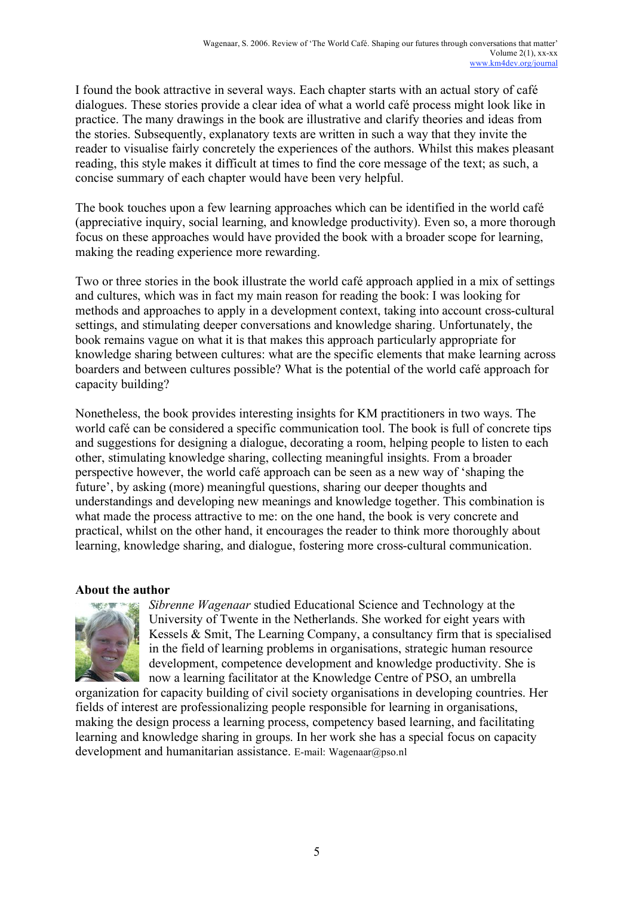I found the book attractive in several ways. Each chapter starts with an actual story of café dialogues. These stories provide a clear idea of what a world café process might look like in practice. The many drawings in the book are illustrative and clarify theories and ideas from the stories. Subsequently, explanatory texts are written in such a way that they invite the reader to visualise fairly concretely the experiences of the authors. Whilst this makes pleasant reading, this style makes it difficult at times to find the core message of the text; as such, a concise summary of each chapter would have been very helpful.

The book touches upon a few learning approaches which can be identified in the world café (appreciative inquiry, social learning, and knowledge productivity). Even so, a more thorough focus on these approaches would have provided the book with a broader scope for learning, making the reading experience more rewarding.

Two or three stories in the book illustrate the world café approach applied in a mix of settings and cultures, which was in fact my main reason for reading the book: I was looking for methods and approaches to apply in a development context, taking into account cross-cultural settings, and stimulating deeper conversations and knowledge sharing. Unfortunately, the book remains vague on what it is that makes this approach particularly appropriate for knowledge sharing between cultures: what are the specific elements that make learning across boarders and between cultures possible? What is the potential of the world café approach for capacity building?

Nonetheless, the book provides interesting insights for KM practitioners in two ways. The world café can be considered a specific communication tool. The book is full of concrete tips and suggestions for designing a dialogue, decorating a room, helping people to listen to each other, stimulating knowledge sharing, collecting meaningful insights. From a broader perspective however, the world café approach can be seen as a new way of 'shaping the future', by asking (more) meaningful questions, sharing our deeper thoughts and understandings and developing new meanings and knowledge together. This combination is what made the process attractive to me: on the one hand, the book is very concrete and practical, whilst on the other hand, it encourages the reader to think more thoroughly about learning, knowledge sharing, and dialogue, fostering more cross-cultural communication.

**About the author**

*Sibrenne Wagenaar* studied Educational Science and Technology at the University of Twente in the Netherlands. She worked for eight years with Kessels & Smit, The Learning Company, a consultancy firm that is specialised in the field of learning problems in organisations, strategic human resource development, competence development and knowledge productivity. She is now a learning facilitator at the Knowledge Centre of PSO, an umbrella organization for capacity building of civil society organisations in developing countries. Her fields of interest are professionalizing people responsible for learning in organisations, making the design process a learning process, competency based learning, and facilitating learning and knowledge sharing in groups. In her work she has a special focus on capacity development and humanitarian assistance. E-mail: Wagenaar@pso.nl